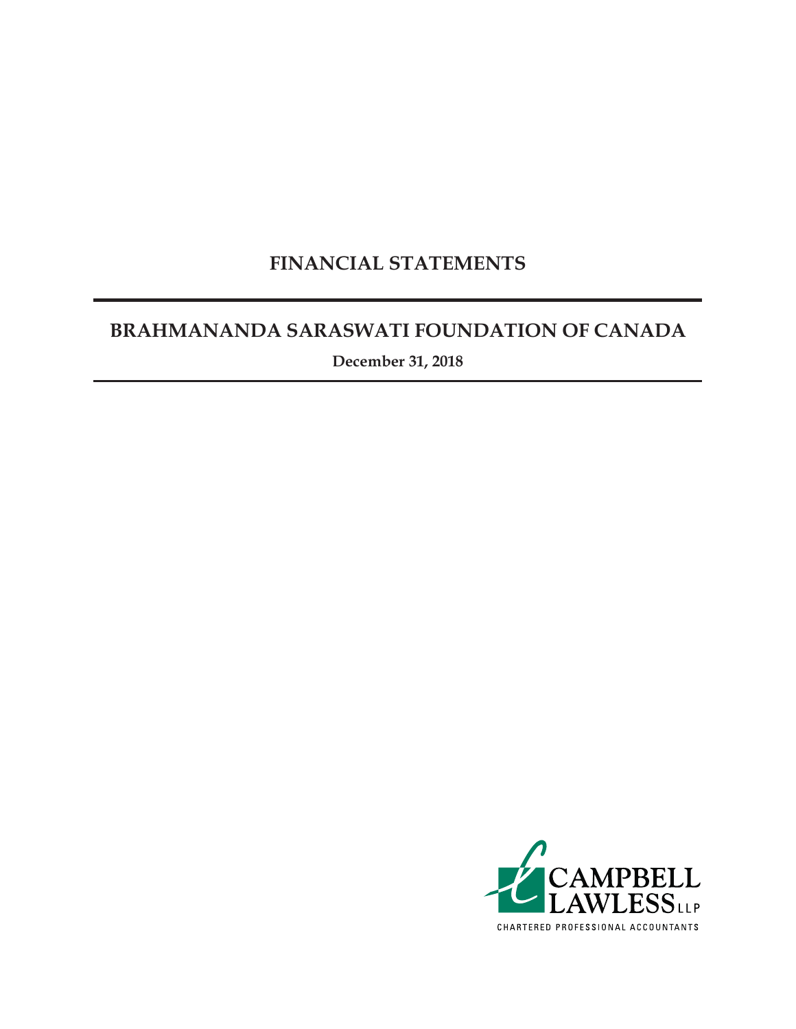# FINANCIAL STATEMENTS

## BRAHMANANDA SARASWATI FOUNDATION OF CANADA

**December 31, 2018**

CAMPBELL LAWLESS LLP

CHARTERED PROFESSIONAL ACCOUNTANTS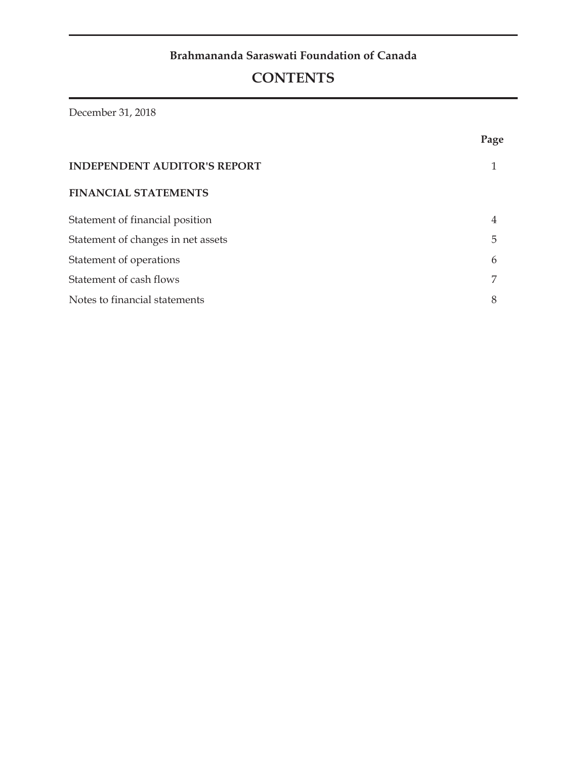**Brahmananda Saraswati Foundation of Canada**

# CONTENTS

December 31, 2018

| | Page |
|---|---|
| **INDEPENDENT AUDITOR'S REPORT** | 1 |
| **FINANCIAL STATEMENTS** | |
| Statement of financial position | 4 |
| Statement of changes in net assets | 5 |
| Statement of operations | 6 |
| Statement of cash flows | 7 |
| Notes to financial statements | 8 |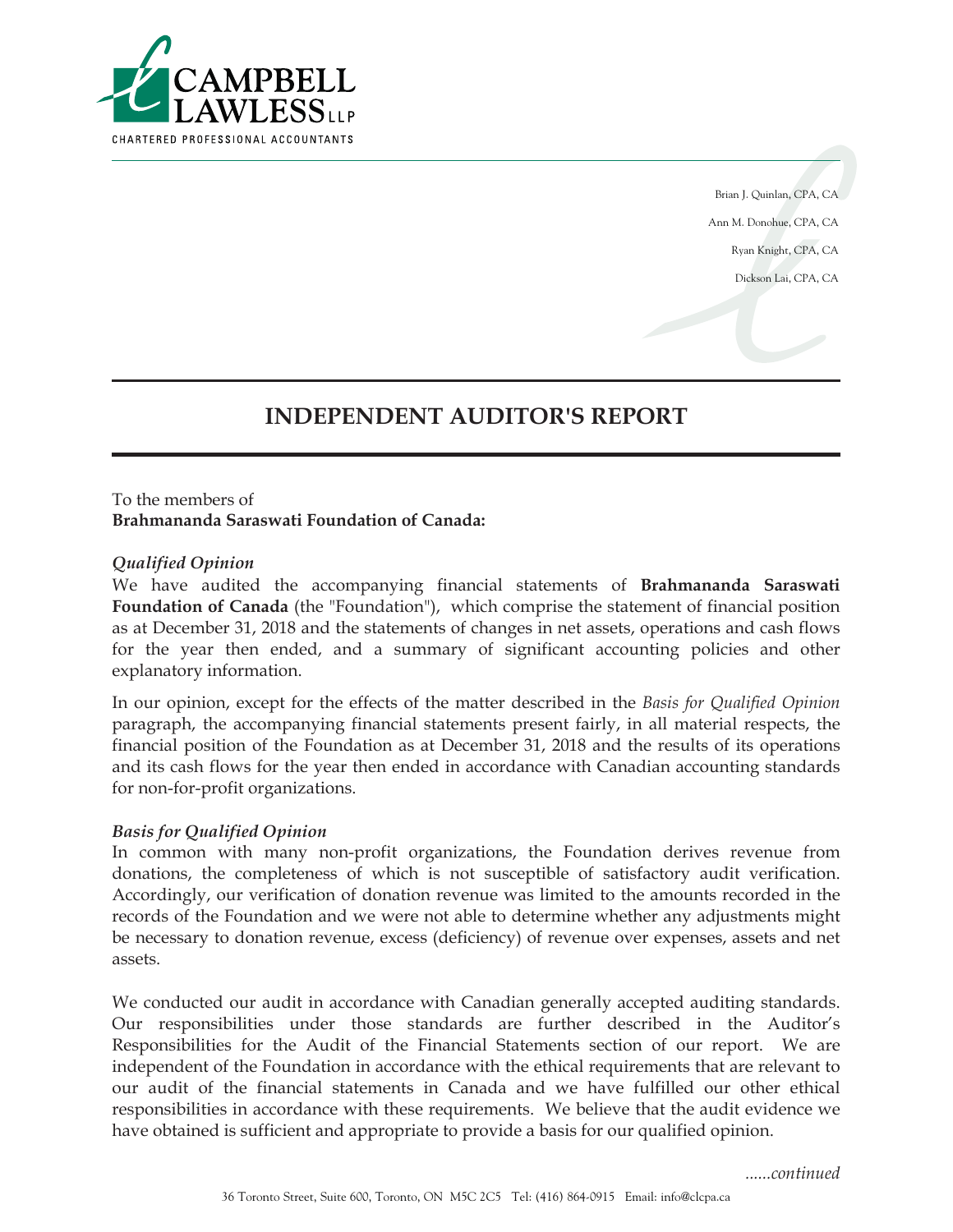CAMPBELL LAWLESS LLP

CHARTERED PROFESSIONAL ACCOUNTANTS

Brian J. Quinlan, CPA, CA

Ann M. Donohue, CPA, CA

Ryan Knight, CPA, CA

Dickson Lai, CPA, CA

# INDEPENDENT AUDITOR'S REPORT

To the members of
**Brahmananda Saraswati Foundation of Canada:**

### *Qualified Opinion*

We have audited the accompanying financial statements of **Brahmananda Saraswati Foundation of Canada** (the "Foundation"), which comprise the statement of financial position as at December 31, 2018 and the statements of changes in net assets, operations and cash flows for the year then ended, and a summary of significant accounting policies and other explanatory information.

In our opinion, except for the effects of the matter described in the *Basis for Qualified Opinion* paragraph, the accompanying financial statements present fairly, in all material respects, the financial position of the Foundation as at December 31, 2018 and the results of its operations and its cash flows for the year then ended in accordance with Canadian accounting standards for non-for-profit organizations.

### *Basis for Qualified Opinion*

In common with many non-profit organizations, the Foundation derives revenue from donations, the completeness of which is not susceptible of satisfactory audit verification. Accordingly, our verification of donation revenue was limited to the amounts recorded in the records of the Foundation and we were not able to determine whether any adjustments might be necessary to donation revenue, excess (deficiency) of revenue over expenses, assets and net assets.

We conducted our audit in accordance with Canadian generally accepted auditing standards. Our responsibilities under those standards are further described in the Auditor's Responsibilities for the Audit of the Financial Statements section of our report. We are independent of the Foundation in accordance with the ethical requirements that are relevant to our audit of the financial statements in Canada and we have fulfilled our other ethical responsibilities in accordance with these requirements. We believe that the audit evidence we have obtained is sufficient and appropriate to provide a basis for our qualified opinion.

*......continued*

36 Toronto Street, Suite 600, Toronto, ON M5C 2C5 Tel: (416) 864-0915 Email: info@clcpa.ca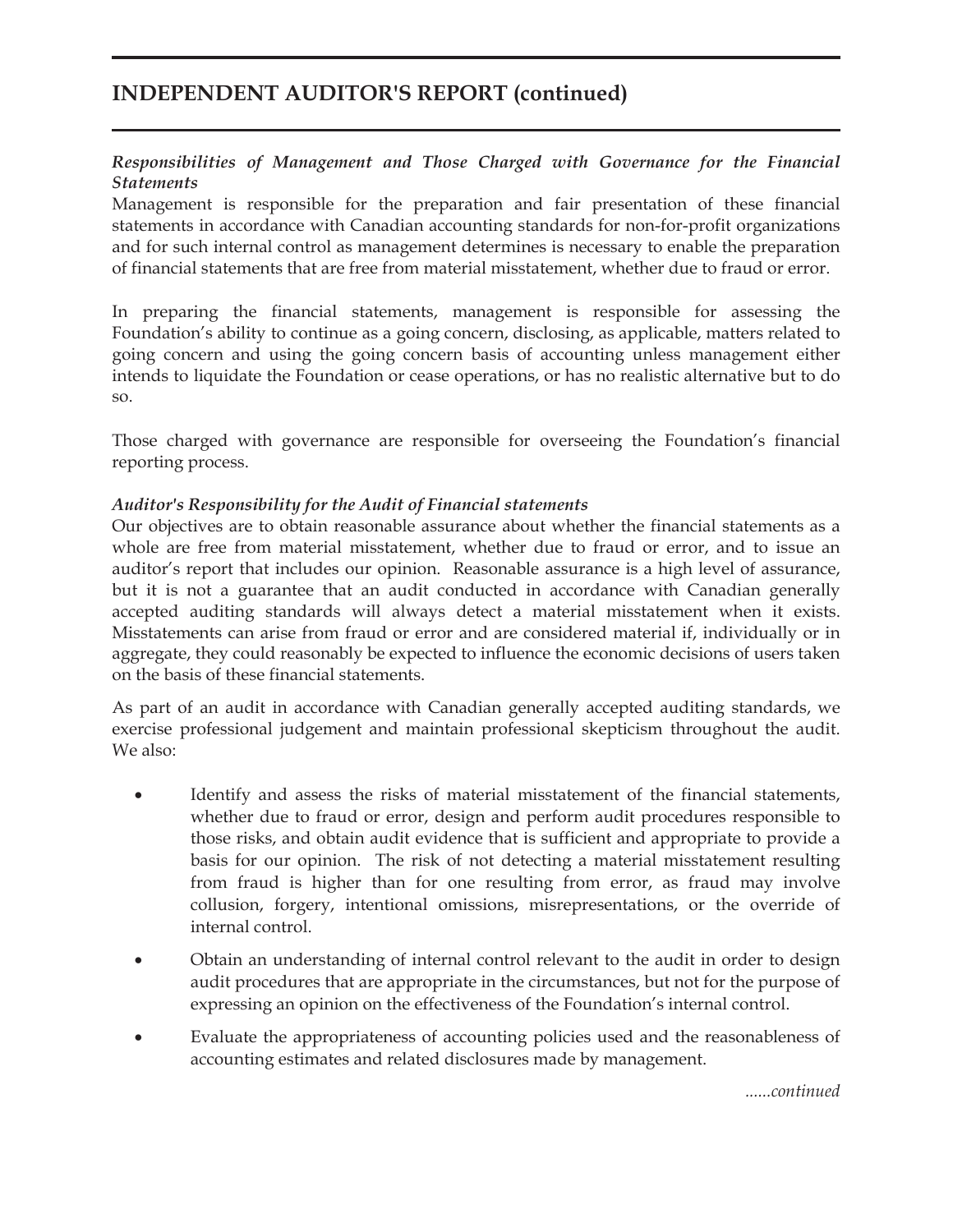# INDEPENDENT AUDITOR'S REPORT (continued)

***Responsibilities of Management and Those Charged with Governance for the Financial Statements***

Management is responsible for the preparation and fair presentation of these financial statements in accordance with Canadian accounting standards for non-for-profit organizations and for such internal control as management determines is necessary to enable the preparation of financial statements that are free from material misstatement, whether due to fraud or error.

In preparing the financial statements, management is responsible for assessing the Foundation's ability to continue as a going concern, disclosing, as applicable, matters related to going concern and using the going concern basis of accounting unless management either intends to liquidate the Foundation or cease operations, or has no realistic alternative but to do so.

Those charged with governance are responsible for overseeing the Foundation's financial reporting process.

***Auditor's Responsibility for the Audit of Financial statements***

Our objectives are to obtain reasonable assurance about whether the financial statements as a whole are free from material misstatement, whether due to fraud or error, and to issue an auditor's report that includes our opinion. Reasonable assurance is a high level of assurance, but it is not a guarantee that an audit conducted in accordance with Canadian generally accepted auditing standards will always detect a material misstatement when it exists. Misstatements can arise from fraud or error and are considered material if, individually or in aggregate, they could reasonably be expected to influence the economic decisions of users taken on the basis of these financial statements.

As part of an audit in accordance with Canadian generally accepted auditing standards, we exercise professional judgement and maintain professional skepticism throughout the audit. We also:

- Identify and assess the risks of material misstatement of the financial statements, whether due to fraud or error, design and perform audit procedures responsible to those risks, and obtain audit evidence that is sufficient and appropriate to provide a basis for our opinion. The risk of not detecting a material misstatement resulting from fraud is higher than for one resulting from error, as fraud may involve collusion, forgery, intentional omissions, misrepresentations, or the override of internal control.
- Obtain an understanding of internal control relevant to the audit in order to design audit procedures that are appropriate in the circumstances, but not for the purpose of expressing an opinion on the effectiveness of the Foundation's internal control.
- Evaluate the appropriateness of accounting policies used and the reasonableness of accounting estimates and related disclosures made by management.

*......continued*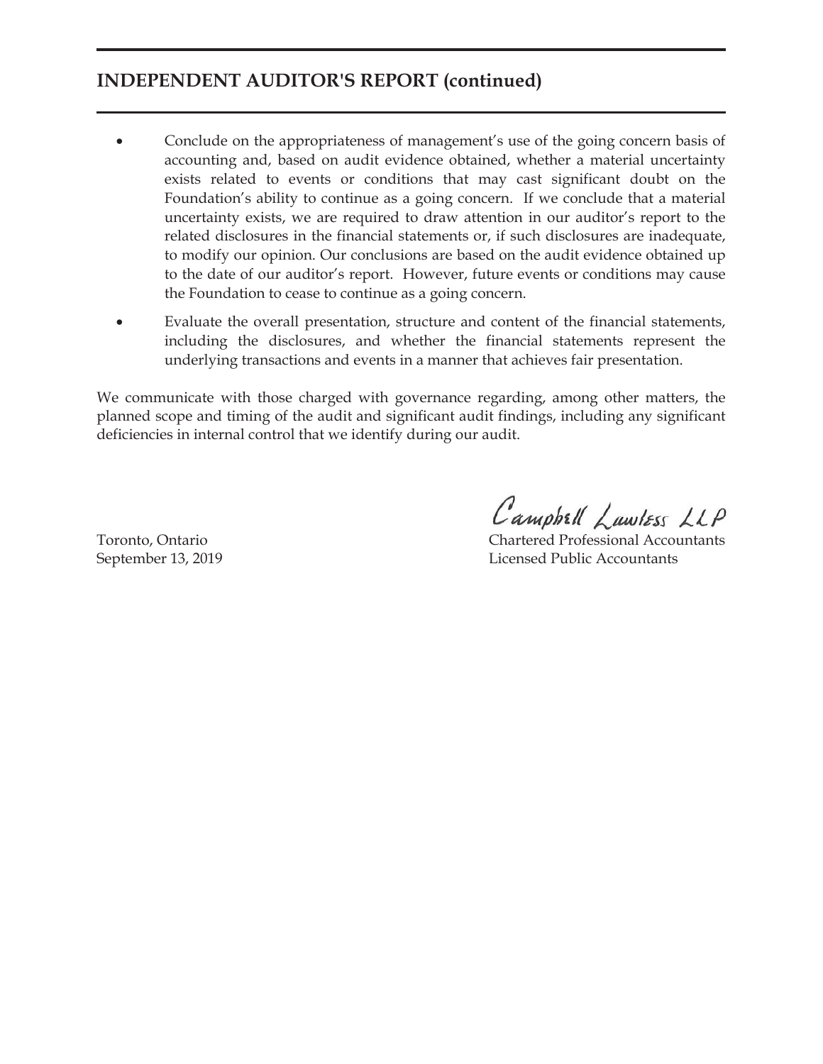## INDEPENDENT AUDITOR'S REPORT (continued)

- Conclude on the appropriateness of management's use of the going concern basis of accounting and, based on audit evidence obtained, whether a material uncertainty exists related to events or conditions that may cast significant doubt on the Foundation's ability to continue as a going concern. If we conclude that a material uncertainty exists, we are required to draw attention in our auditor's report to the related disclosures in the financial statements or, if such disclosures are inadequate, to modify our opinion. Our conclusions are based on the audit evidence obtained up to the date of our auditor's report. However, future events or conditions may cause the Foundation to cease to continue as a going concern.
- Evaluate the overall presentation, structure and content of the financial statements, including the disclosures, and whether the financial statements represent the underlying transactions and events in a manner that achieves fair presentation.

We communicate with those charged with governance regarding, among other matters, the planned scope and timing of the audit and significant audit findings, including any significant deficiencies in internal control that we identify during our audit.

Campbell Lawless LLP

Toronto, Ontario
September 13, 2019

Chartered Professional Accountants
Licensed Public Accountants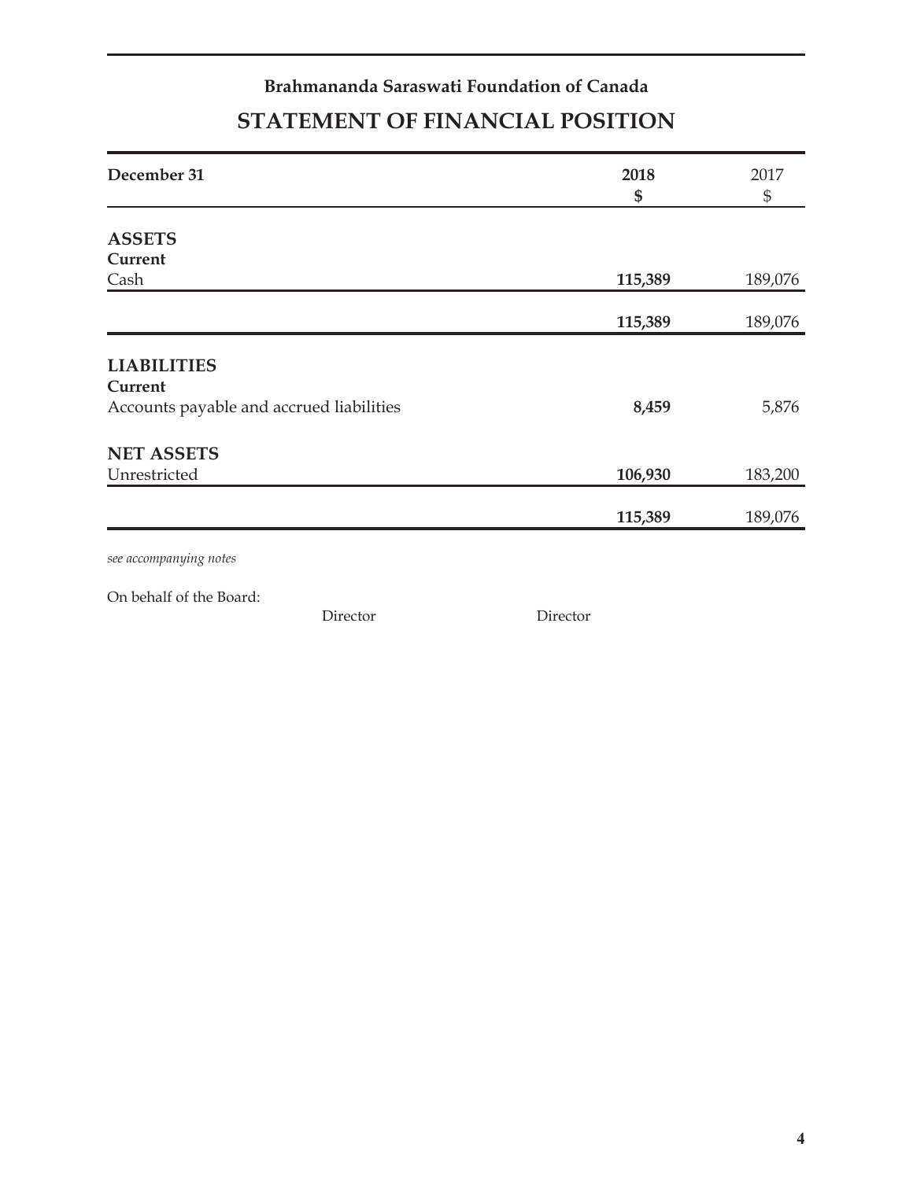**Brahmananda Saraswati Foundation of Canada**

# STATEMENT OF FINANCIAL POSITION

| December 31 | 2018<br>$ | 2017<br>$ |
|---|---|---|
| **ASSETS** | | |
| **Current** | | |
| Cash | **115,389** | 189,076 |
| | **115,389** | 189,076 |
| **LIABILITIES** | | |
| **Current** | | |
| Accounts payable and accrued liabilities | **8,459** | 5,876 |
| **NET ASSETS** | | |
| Unrestricted | **106,930** | 183,200 |
| | **115,389** | 189,076 |

*see accompanying notes*

On behalf of the Board:

Director Director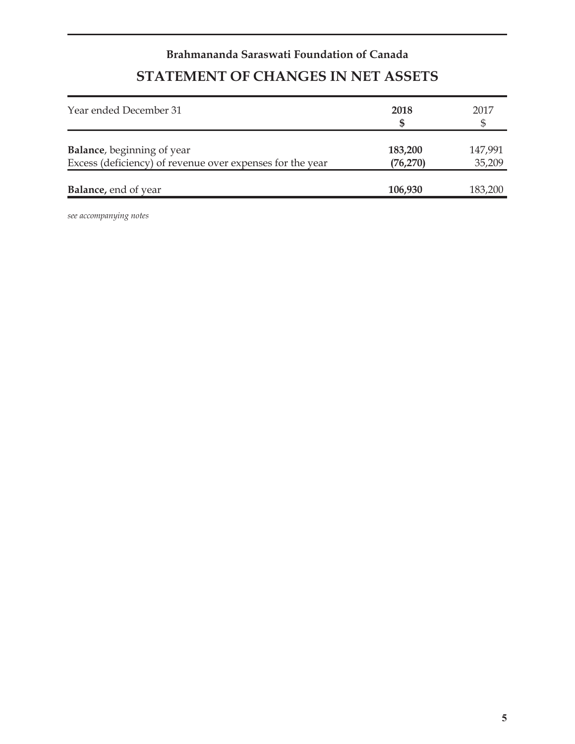**Brahmananda Saraswati Foundation of Canada**

# STATEMENT OF CHANGES IN NET ASSETS

| Year ended December 31 | **2018**<br>**$** | 2017<br>$ |
|---|---|---|
| **Balance**, beginning of year | **183,200** | 147,991 |
| Excess (deficiency) of revenue over expenses for the year | **(76,270)** | 35,209 |
| **Balance,** end of year | **106,930** | 183,200 |

*see accompanying notes*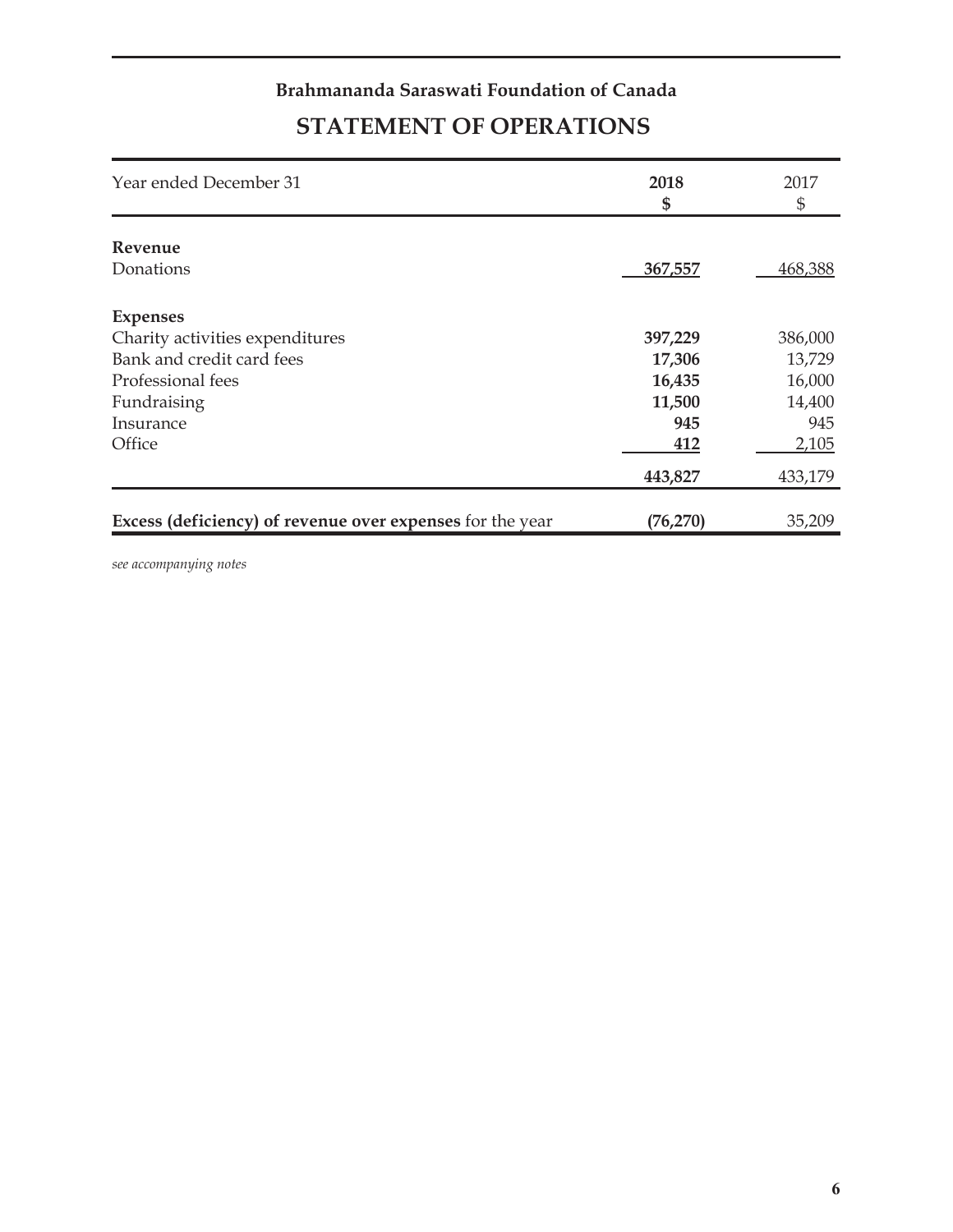**Brahmananda Saraswati Foundation of Canada**

# STATEMENT OF OPERATIONS

| Year ended December 31 | 2018<br>$ | 2017<br>$ |
|---|---|---|
| **Revenue** | | |
| Donations | **367,557** | 468,388 |
| **Expenses** | | |
| Charity activities expenditures | **397,229** | 386,000 |
| Bank and credit card fees | **17,306** | 13,729 |
| Professional fees | **16,435** | 16,000 |
| Fundraising | **11,500** | 14,400 |
| Insurance | **945** | 945 |
| Office | **412** | 2,105 |
| | **443,827** | 433,179 |
| **Excess (deficiency) of revenue over expenses** for the year | **(76,270)** | 35,209 |

*see accompanying notes*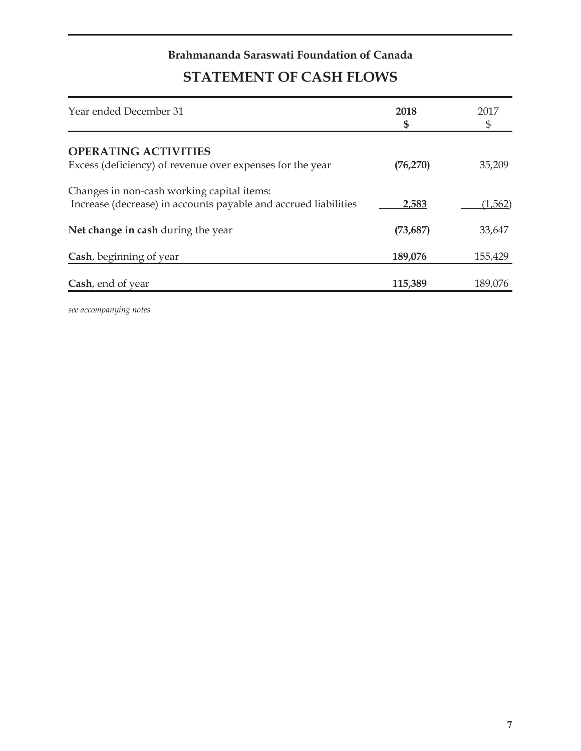**Brahmananda Saraswati Foundation of Canada**

# STATEMENT OF CASH FLOWS

| Year ended December 31 | **2018 $** | 2017 $ |
|---|---|---|
| **OPERATING ACTIVITIES** | | |
| Excess (deficiency) of revenue over expenses for the year | **(76,270)** | 35,209 |
| Changes in non-cash working capital items: | | |
| Increase (decrease) in accounts payable and accrued liabilities | **2,583** | (1,562) |
| **Net change in cash** during the year | **(73,687)** | 33,647 |
| **Cash**, beginning of year | **189,076** | 155,429 |
| **Cash**, end of year | **115,389** | 189,076 |

*see accompanying notes*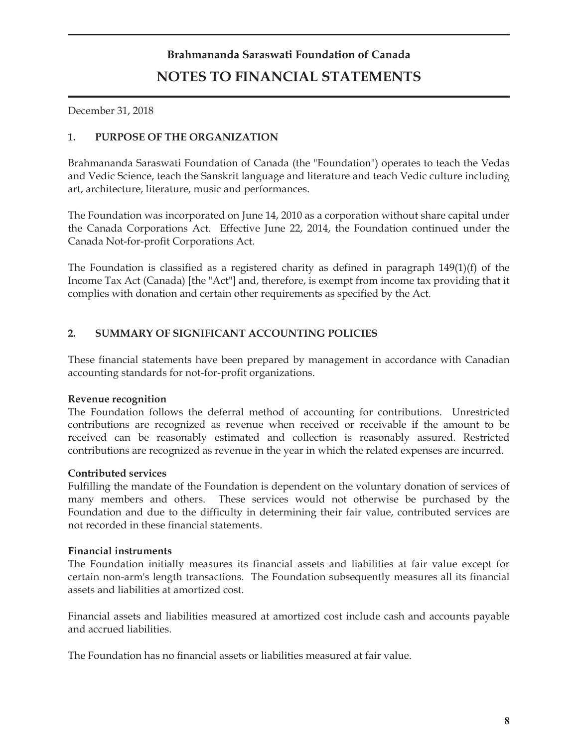# Brahmananda Saraswati Foundation of Canada

# NOTES TO FINANCIAL STATEMENTS

December 31, 2018

## 1. PURPOSE OF THE ORGANIZATION

Brahmananda Saraswati Foundation of Canada (the "Foundation") operates to teach the Vedas and Vedic Science, teach the Sanskrit language and literature and teach Vedic culture including art, architecture, literature, music and performances.

The Foundation was incorporated on June 14, 2010 as a corporation without share capital under the Canada Corporations Act. Effective June 22, 2014, the Foundation continued under the Canada Not-for-profit Corporations Act.

The Foundation is classified as a registered charity as defined in paragraph 149(1)(f) of the Income Tax Act (Canada) [the "Act"] and, therefore, is exempt from income tax providing that it complies with donation and certain other requirements as specified by the Act.

## 2. SUMMARY OF SIGNIFICANT ACCOUNTING POLICIES

These financial statements have been prepared by management in accordance with Canadian accounting standards for not-for-profit organizations.

**Revenue recognition**

The Foundation follows the deferral method of accounting for contributions. Unrestricted contributions are recognized as revenue when received or receivable if the amount to be received can be reasonably estimated and collection is reasonably assured. Restricted contributions are recognized as revenue in the year in which the related expenses are incurred.

**Contributed services**

Fulfilling the mandate of the Foundation is dependent on the voluntary donation of services of many members and others. These services would not otherwise be purchased by the Foundation and due to the difficulty in determining their fair value, contributed services are not recorded in these financial statements.

**Financial instruments**

The Foundation initially measures its financial assets and liabilities at fair value except for certain non-arm's length transactions. The Foundation subsequently measures all its financial assets and liabilities at amortized cost.

Financial assets and liabilities measured at amortized cost include cash and accounts payable and accrued liabilities.

The Foundation has no financial assets or liabilities measured at fair value.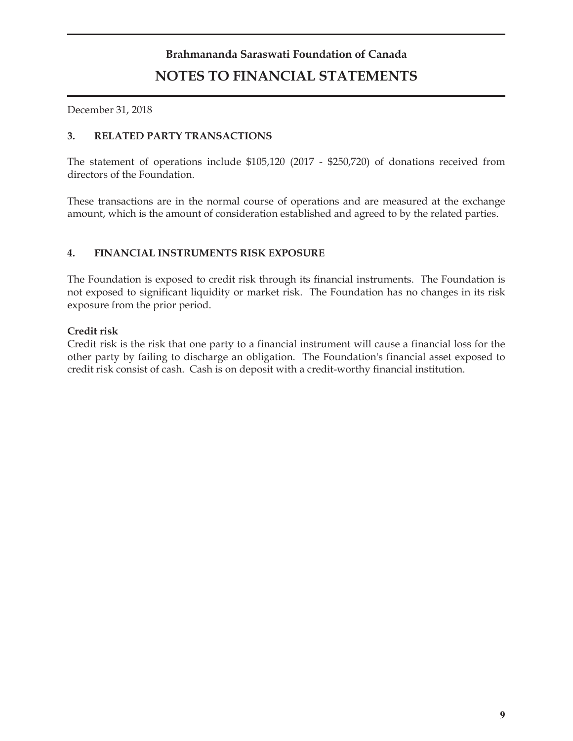# Brahmananda Saraswati Foundation of Canada

## NOTES TO FINANCIAL STATEMENTS

December 31, 2018

### 3. RELATED PARTY TRANSACTIONS

The statement of operations include $105,120 (2017 - $250,720) of donations received from directors of the Foundation.

These transactions are in the normal course of operations and are measured at the exchange amount, which is the amount of consideration established and agreed to by the related parties.

### 4. FINANCIAL INSTRUMENTS RISK EXPOSURE

The Foundation is exposed to credit risk through its financial instruments. The Foundation is not exposed to significant liquidity or market risk. The Foundation has no changes in its risk exposure from the prior period.

**Credit risk**
Credit risk is the risk that one party to a financial instrument will cause a financial loss for the other party by failing to discharge an obligation. The Foundation's financial asset exposed to credit risk consist of cash. Cash is on deposit with a credit-worthy financial institution.